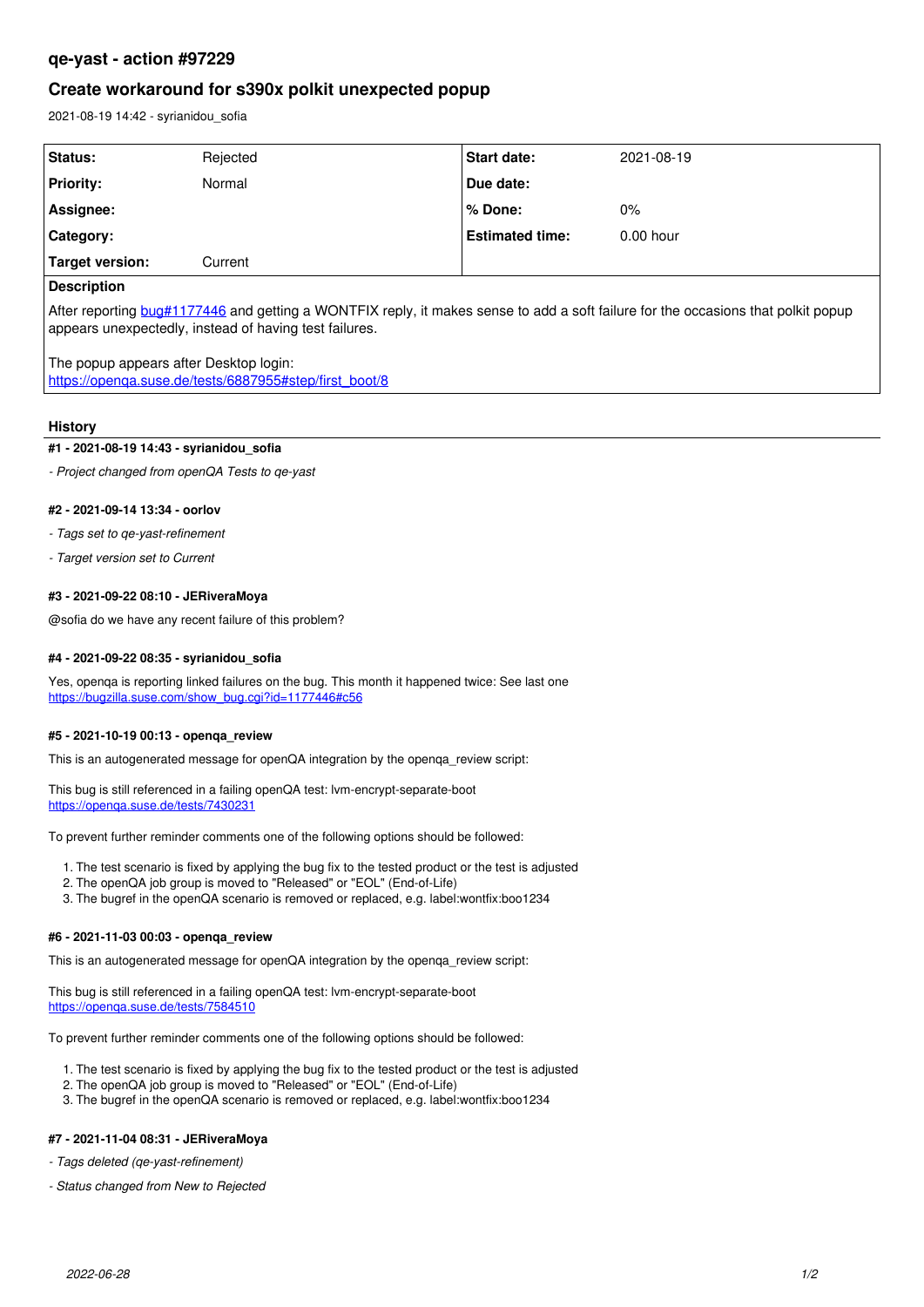# qe-yast - action #97229

## Create workaround for s390x polkit unexpected popup

2021-08-19 14:42 - syrianidou_sofia

| Status: | Rejected | Start date: | 2021-08-19 |
| --- | --- | --- | --- |
| Priority: | Normal | Due date: | |
| Assignee: | | % Done: | 0% |
| Category: | | Estimated time: | 0.00 hour |
| Target version: | Current | | |

**Description**

After reporting bug#1177446 and getting a WONTFIX reply, it makes sense to add a soft failure for the occasions that polkit popup appears unexpectedly, instead of having test failures.

The popup appears after Desktop login:
https://openqa.suse.de/tests/6887955#step/first_boot/8

### History

#### #1 - 2021-08-19 14:43 - syrianidou_sofia

- *Project changed from openQA Tests to qe-yast*

#### #2 - 2021-09-14 13:34 - oorlov

- *Tags set to qe-yast-refinement*
- *Target version set to Current*

#### #3 - 2021-09-22 08:10 - JERiveraMoya

@sofia do we have any recent failure of this problem?

#### #4 - 2021-09-22 08:35 - syrianidou_sofia

Yes, openqa is reporting linked failures on the bug. This month it happened twice: See last one
https://bugzilla.suse.com/show_bug.cgi?id=1177446#c56

#### #5 - 2021-10-19 00:13 - openqa_review

This is an autogenerated message for openQA integration by the openqa_review script:

This bug is still referenced in a failing openQA test: lvm-encrypt-separate-boot
https://openqa.suse.de/tests/7430231

To prevent further reminder comments one of the following options should be followed:

1. The test scenario is fixed by applying the bug fix to the tested product or the test is adjusted
2. The openQA job group is moved to "Released" or "EOL" (End-of-Life)
3. The bugref in the openQA scenario is removed or replaced, e.g. label:wontfix:boo1234

#### #6 - 2021-11-03 00:03 - openqa_review

This is an autogenerated message for openQA integration by the openqa_review script:

This bug is still referenced in a failing openQA test: lvm-encrypt-separate-boot
https://openqa.suse.de/tests/7584510

To prevent further reminder comments one of the following options should be followed:

1. The test scenario is fixed by applying the bug fix to the tested product or the test is adjusted
2. The openQA job group is moved to "Released" or "EOL" (End-of-Life)
3. The bugref in the openQA scenario is removed or replaced, e.g. label:wontfix:boo1234

#### #7 - 2021-11-04 08:31 - JERiveraMoya

- *Tags deleted (qe-yast-refinement)*
- *Status changed from New to Rejected*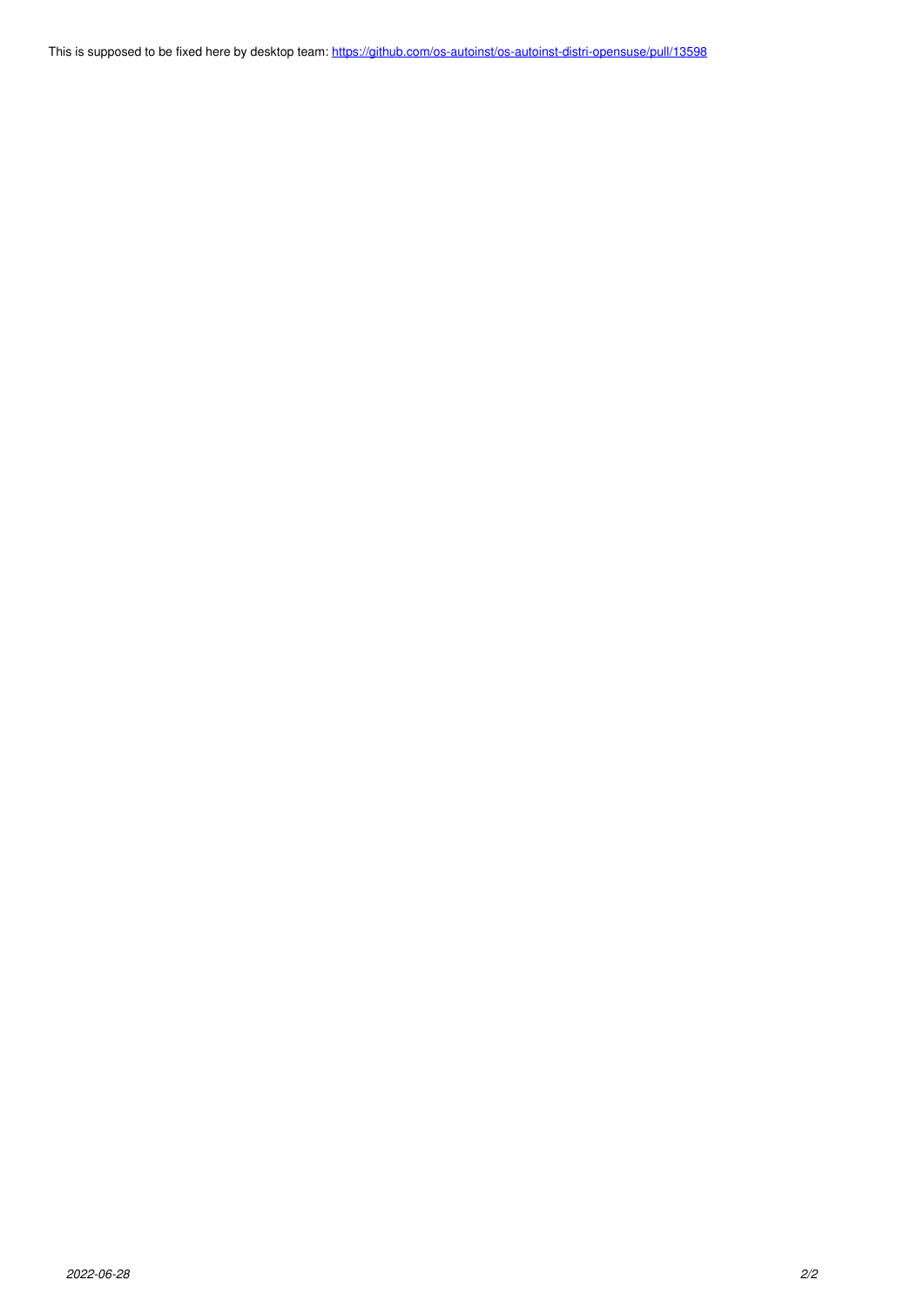This is supposed to be fixed here by desktop team: [https://github.com/os-autoinst/os-autoinst-distri-opensuse/pull/13598](https://github.com/os-autoinst/os-autoinst-distri-opensuse/pull/13598)